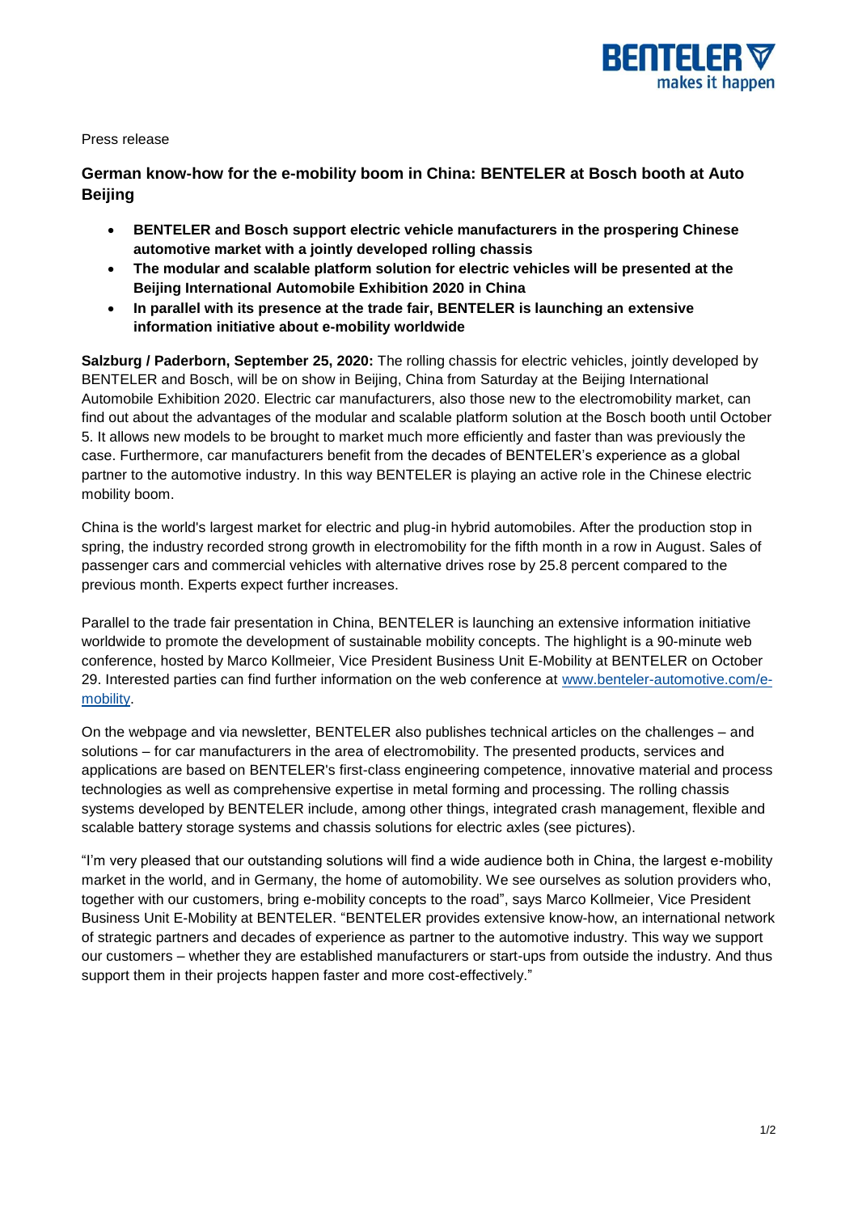Press release

## German know-how for the e-mobility boom in China: BENTELER at Bosch booth at Auto Beijing

- **BENTELER and Bosch support electric vehicle manufacturers in the prospering Chinese automotive market with a jointly developed rolling chassis**
- **The modular and scalable platform solution for electric vehicles will be presented at the Beijing International Automobile Exhibition 2020 in China**
- **In parallel with its presence at the trade fair, BENTELER is launching an extensive information initiative about e-mobility worldwide**

**Salzburg / Paderborn, September 25, 2020:** The rolling chassis for electric vehicles, jointly developed by BENTELER and Bosch, will be on show in Beijing, China from Saturday at the Beijing International Automobile Exhibition 2020. Electric car manufacturers, also those new to the electromobility market, can find out about the advantages of the modular and scalable platform solution at the Bosch booth until October 5. It allows new models to be brought to market much more efficiently and faster than was previously the case. Furthermore, car manufacturers benefit from the decades of BENTELER's experience as a global partner to the automotive industry. In this way BENTELER is playing an active role in the Chinese electric mobility boom.

China is the world's largest market for electric and plug-in hybrid automobiles. After the production stop in spring, the industry recorded strong growth in electromobility for the fifth month in a row in August. Sales of passenger cars and commercial vehicles with alternative drives rose by 25.8 percent compared to the previous month. Experts expect further increases.

Parallel to the trade fair presentation in China, BENTELER is launching an extensive information initiative worldwide to promote the development of sustainable mobility concepts. The highlight is a 90-minute web conference, hosted by Marco Kollmeier, Vice President Business Unit E-Mobility at BENTELER on October 29. Interested parties can find further information on the web conference at [www.benteler-automotive.com/e-mobility](http://www.benteler-automotive.com/e-mobility).

On the webpage and via newsletter, BENTELER also publishes technical articles on the challenges – and solutions – for car manufacturers in the area of electromobility. The presented products, services and applications are based on BENTELER's first-class engineering competence, innovative material and process technologies as well as comprehensive expertise in metal forming and processing. The rolling chassis systems developed by BENTELER include, among other things, integrated crash management, flexible and scalable battery storage systems and chassis solutions for electric axles (see pictures).

"I'm very pleased that our outstanding solutions will find a wide audience both in China, the largest e-mobility market in the world, and in Germany, the home of automobility. We see ourselves as solution providers who, together with our customers, bring e-mobility concepts to the road", says Marco Kollmeier, Vice President Business Unit E-Mobility at BENTELER. "BENTELER provides extensive know-how, an international network of strategic partners and decades of experience as partner to the automotive industry. This way we support our customers – whether they are established manufacturers or start-ups from outside the industry. And thus support them in their projects happen faster and more cost-effectively."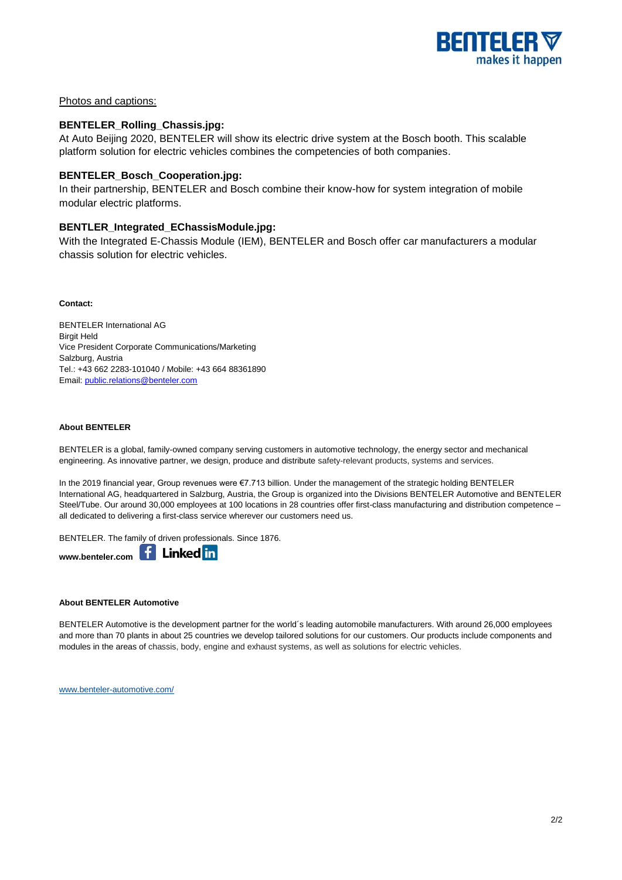Photos and captions:

**BENTELER_Rolling_Chassis.jpg:**
At Auto Beijing 2020, BENTELER will show its electric drive system at the Bosch booth. This scalable platform solution for electric vehicles combines the competencies of both companies.

**BENTELER_Bosch_Cooperation.jpg:**
In their partnership, BENTELER and Bosch combine their know-how for system integration of mobile modular electric platforms.

**BENTLER_Integrated_EChassisModule.jpg:**
With the Integrated E-Chassis Module (IEM), BENTELER and Bosch offer car manufacturers a modular chassis solution for electric vehicles.

**Contact:**

BENTELER International AG
Birgit Held
Vice President Corporate Communications/Marketing
Salzburg, Austria
Tel.: +43 662 2283-101040 / Mobile: +43 664 88361890
Email: public.relations@benteler.com

**About BENTELER**

BENTELER is a global, family-owned company serving customers in automotive technology, the energy sector and mechanical engineering. As innovative partner, we design, produce and distribute safety-relevant products, systems and services.

In the 2019 financial year, Group revenues were €7.713 billion. Under the management of the strategic holding BENTELER International AG, headquartered in Salzburg, Austria, the Group is organized into the Divisions BENTELER Automotive and BENTELER Steel/Tube. Our around 30,000 employees at 100 locations in 28 countries offer first-class manufacturing and distribution competence – all dedicated to delivering a first-class service wherever our customers need us.

BENTELER. The family of driven professionals. Since 1876.

**www.benteler.com**

**About BENTELER Automotive**

BENTELER Automotive is the development partner for the world´s leading automobile manufacturers. With around 26,000 employees and more than 70 plants in about 25 countries we develop tailored solutions for our customers. Our products include components and modules in the areas of chassis, body, engine and exhaust systems, as well as solutions for electric vehicles.

www.benteler-automotive.com/